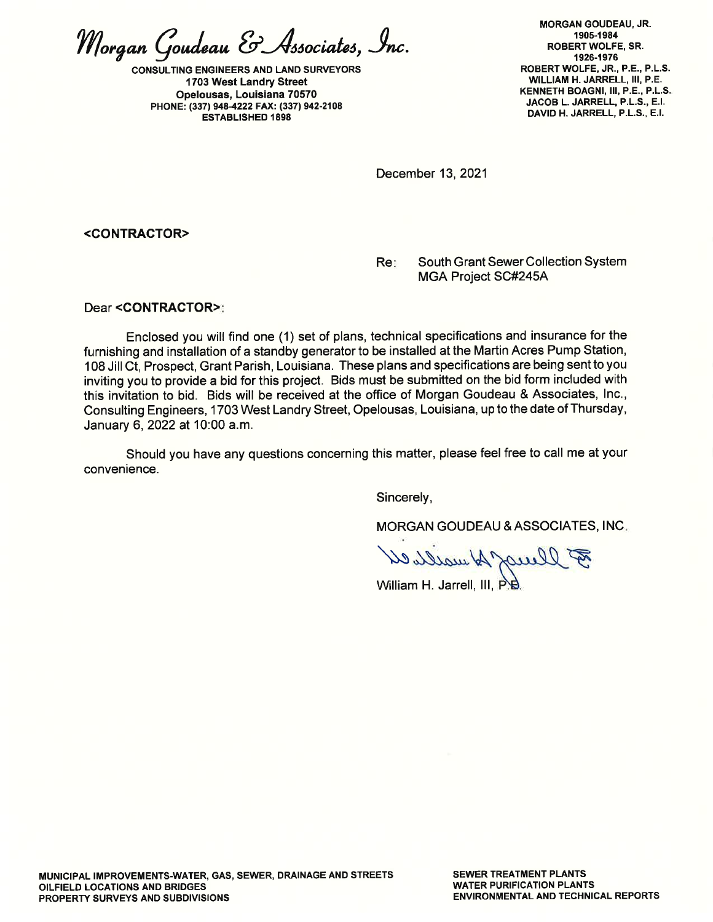# Morgan Goudeau & Associates, Inc.

**CONSULTING ENGINEERS AND LAND SURVEYORS**
**1703 West Landry Street**
**Opelousas, Louisiana 70570**
**PHONE: (337) 948-4222 FAX: (337) 942-2108**
**ESTABLISHED 1898**

**MORGAN GOUDEAU, JR.**
**1905-1984**
**ROBERT WOLFE, SR.**
**1926-1976**
**ROBERT WOLFE, JR., P.E., P.L.S.**
**WILLIAM H. JARRELL, III, P.E.**
**KENNETH BOAGNI, III, P.E., P.L.S.**
**JACOB L. JARRELL, P.L.S., E.I.**
**DAVID H. JARRELL, P.L.S., E.I.**

December 13, 2021

**<CONTRACTOR>**

Re: South Grant Sewer Collection System
MGA Project SC#245A

Dear **<CONTRACTOR>**:

Enclosed you will find one (1) set of plans, technical specifications and insurance for the furnishing and installation of a standby generator to be installed at the Martin Acres Pump Station, 108 Jill Ct, Prospect, Grant Parish, Louisiana. These plans and specifications are being sent to you inviting you to provide a bid for this project. Bids must be submitted on the bid form included with this invitation to bid. Bids will be received at the office of Morgan Goudeau & Associates, Inc., Consulting Engineers, 1703 West Landry Street, Opelousas, Louisiana, up to the date of Thursday, January 6, 2022 at 10:00 a.m.

Should you have any questions concerning this matter, please feel free to call me at your convenience.

Sincerely,

MORGAN GOUDEAU & ASSOCIATES, INC.

William H. Jarrell, III, P.E.

**MUNICIPAL IMPROVEMENTS-WATER, GAS, SEWER, DRAINAGE AND STREETS**
**OILFIELD LOCATIONS AND BRIDGES**
**PROPERTY SURVEYS AND SUBDIVISIONS**

**SEWER TREATMENT PLANTS**
**WATER PURIFICATION PLANTS**
**ENVIRONMENTAL AND TECHNICAL REPORTS**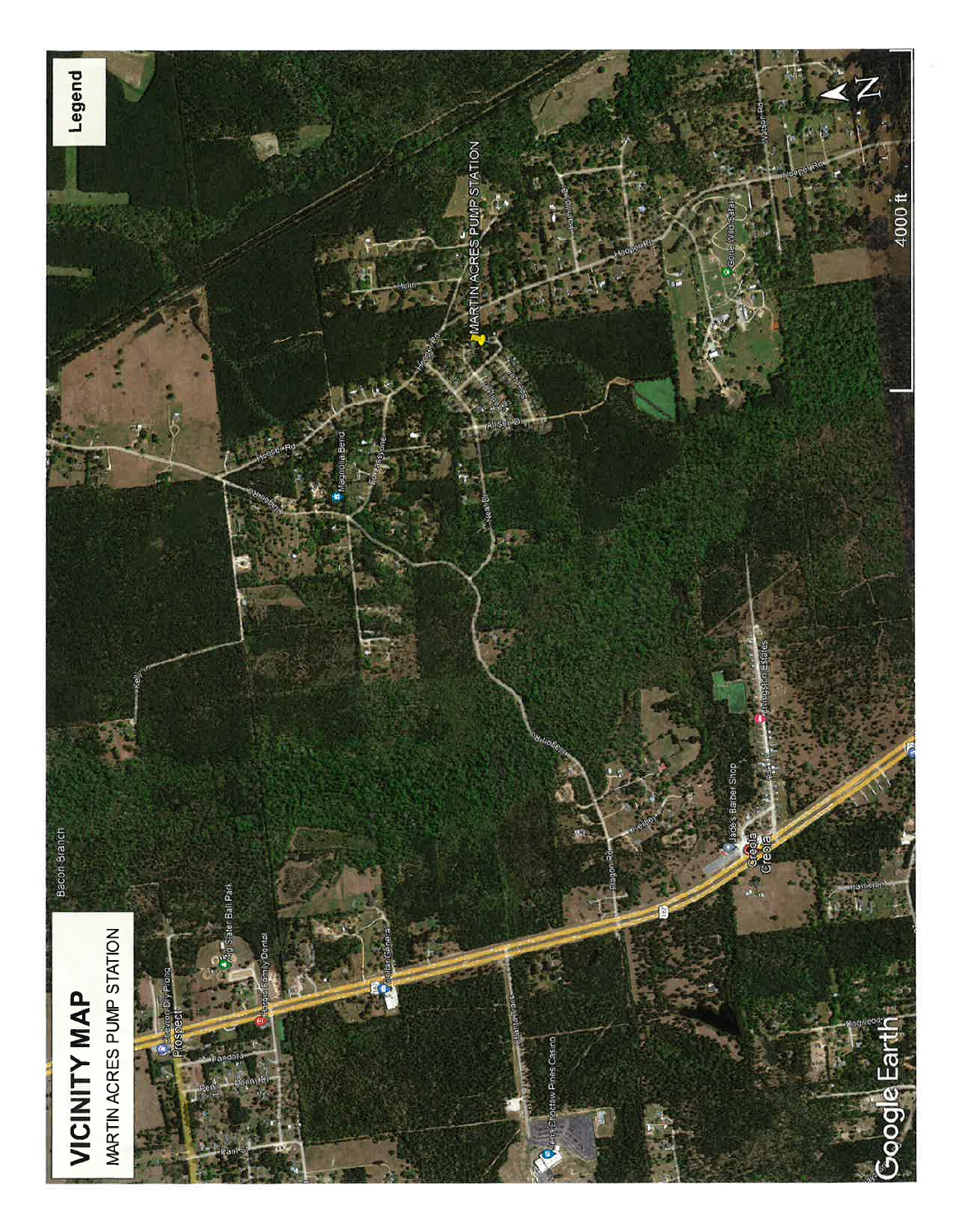# VICINITY MAP

MARTIN ACRES PUMP STATION

Legend

MARTIN ACRES PUMP STATION

4000 ft

Google Earth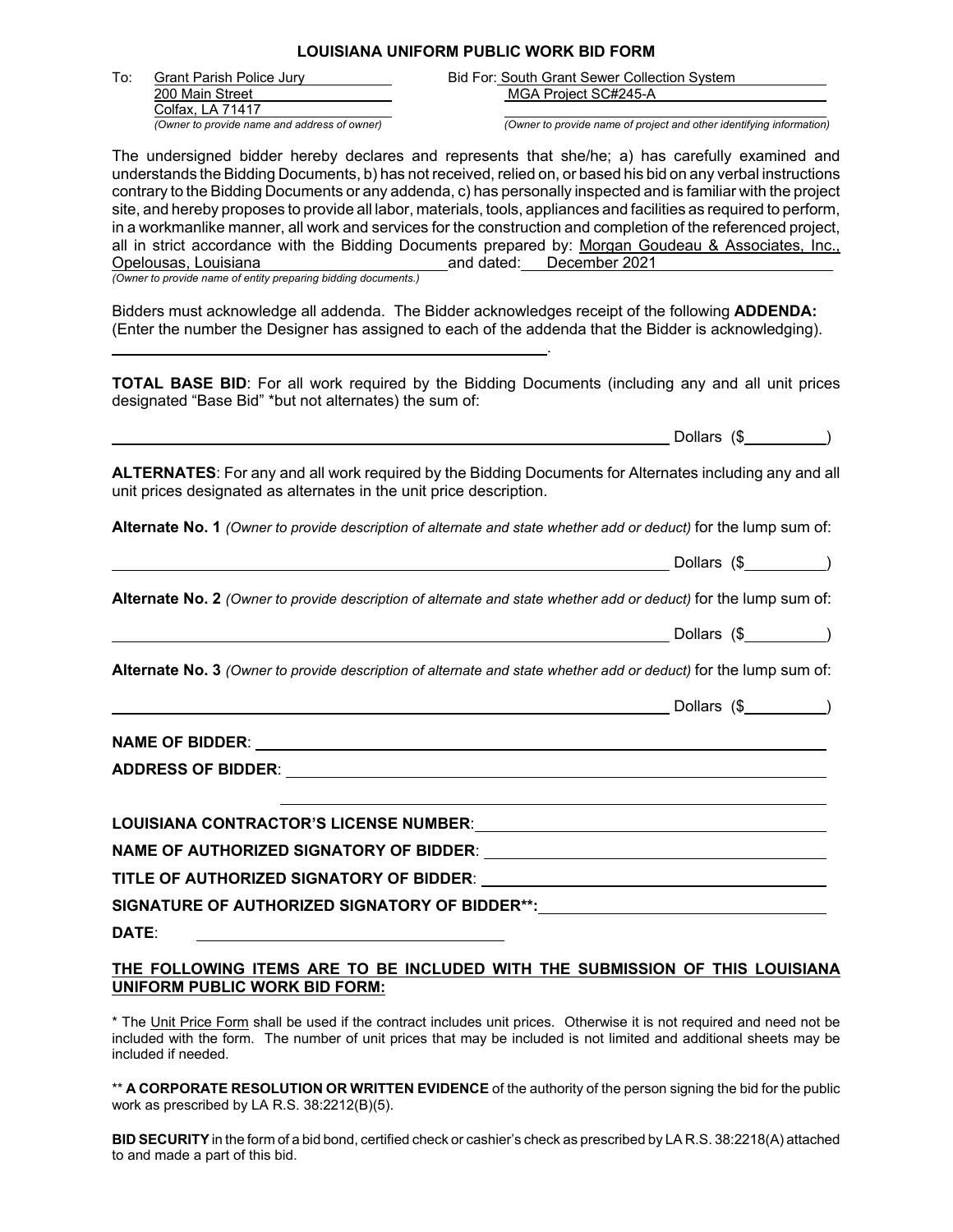# LOUISIANA UNIFORM PUBLIC WORK BID FORM

To: Grant Parish Police Jury
200 Main Street
Colfax, LA 71417
*(Owner to provide name and address of owner)*

Bid For: South Grant Sewer Collection System
MGA Project SC#245-A
*(Owner to provide name of project and other identifying information)*

The undersigned bidder hereby declares and represents that she/he; a) has carefully examined and understands the Bidding Documents, b) has not received, relied on, or based his bid on any verbal instructions contrary to the Bidding Documents or any addenda, c) has personally inspected and is familiar with the project site, and hereby proposes to provide all labor, materials, tools, appliances and facilities as required to perform, in a workmanlike manner, all work and services for the construction and completion of the referenced project, all in strict accordance with the Bidding Documents prepared by: Morgan Goudeau & Associates, Inc., Opelousas, Louisiana and dated: December 2021
*(Owner to provide name of entity preparing bidding documents.)*

Bidders must acknowledge all addenda. The Bidder acknowledges receipt of the following **ADDENDA:** (Enter the number the Designer has assigned to each of the addenda that the Bidder is acknowledging).

______________________________.

**TOTAL BASE BID**: For all work required by the Bidding Documents (including any and all unit prices designated "Base Bid" *but not alternates) the sum of:

______________________________ Dollars ($__________)

**ALTERNATES**: For any and all work required by the Bidding Documents for Alternates including any and all unit prices designated as alternates in the unit price description.

**Alternate No. 1** *(Owner to provide description of alternate and state whether add or deduct)* for the lump sum of:

______________________________ Dollars ($__________)

**Alternate No. 2** *(Owner to provide description of alternate and state whether add or deduct)* for the lump sum of:

______________________________ Dollars ($__________)

**Alternate No. 3** *(Owner to provide description of alternate and state whether add or deduct)* for the lump sum of:

______________________________ Dollars ($__________)

**NAME OF BIDDER**: ______________________________

**ADDRESS OF BIDDER**: ______________________________

______________________________

**LOUISIANA CONTRACTOR'S LICENSE NUMBER**: ______________________________

**NAME OF AUTHORIZED SIGNATORY OF BIDDER**: ______________________________

**TITLE OF AUTHORIZED SIGNATORY OF BIDDER**: ______________________________

**SIGNATURE OF AUTHORIZED SIGNATORY OF BIDDER****: ______________________________

**DATE**: ______________________________

**THE FOLLOWING ITEMS ARE TO BE INCLUDED WITH THE SUBMISSION OF THIS LOUISIANA UNIFORM PUBLIC WORK BID FORM:**

* The Unit Price Form shall be used if the contract includes unit prices. Otherwise it is not required and need not be included with the form. The number of unit prices that may be included is not limited and additional sheets may be included if needed.

** **A CORPORATE RESOLUTION OR WRITTEN EVIDENCE** of the authority of the person signing the bid for the public work as prescribed by LA R.S. 38:2212(B)(5).

**BID SECURITY** in the form of a bid bond, certified check or cashier's check as prescribed by LA R.S. 38:2218(A) attached to and made a part of this bid.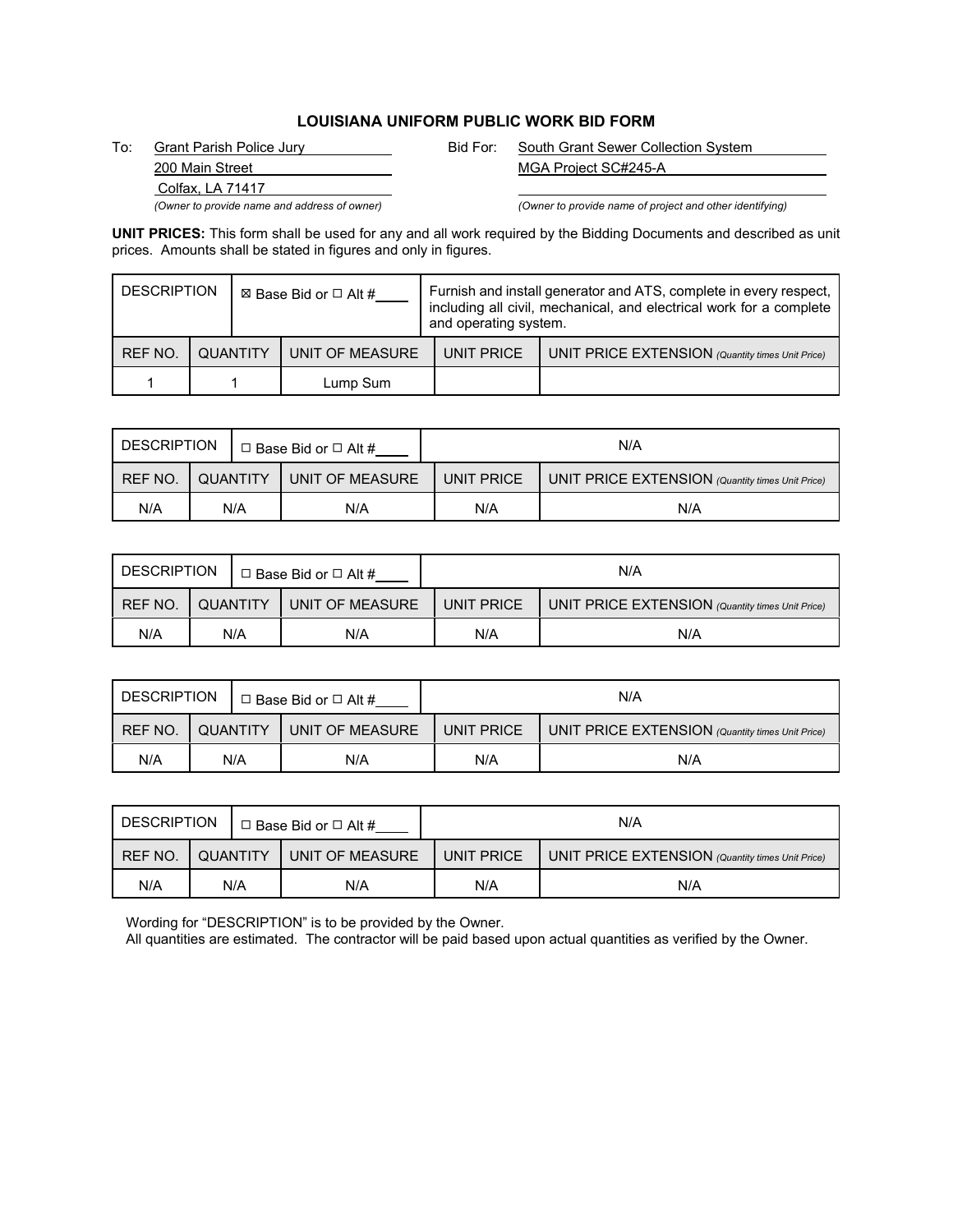# LOUISIANA UNIFORM PUBLIC WORK BID FORM

To: Grant Parish Police Jury
200 Main Street
Colfax, LA 71417
*(Owner to provide name and address of owner)*

Bid For: South Grant Sewer Collection System
MGA Project SC#245-A
*(Owner to provide name of project and other identifying)*

**UNIT PRICES:** This form shall be used for any and all work required by the Bidding Documents and described as unit prices. Amounts shall be stated in figures and only in figures.

| DESCRIPTION | | ☒ Base Bid or ☐ Alt #____ | Furnish and install generator and ATS, complete in every respect, including all civil, mechanical, and electrical work for a complete and operating system. | |
|---|---|---|---|---|
| REF NO. | QUANTITY | UNIT OF MEASURE | UNIT PRICE | UNIT PRICE EXTENSION *(Quantity times Unit Price)* |
| 1 | 1 | Lump Sum | | |

| DESCRIPTION | | ☐ Base Bid or ☐ Alt #____ | N/A | |
|---|---|---|---|---|
| REF NO. | QUANTITY | UNIT OF MEASURE | UNIT PRICE | UNIT PRICE EXTENSION *(Quantity times Unit Price)* |
| N/A | N/A | N/A | N/A | N/A |

| DESCRIPTION | | ☐ Base Bid or ☐ Alt #____ | N/A | |
|---|---|---|---|---|
| REF NO. | QUANTITY | UNIT OF MEASURE | UNIT PRICE | UNIT PRICE EXTENSION *(Quantity times Unit Price)* |
| N/A | N/A | N/A | N/A | N/A |

| DESCRIPTION | | ☐ Base Bid or ☐ Alt #____ | N/A | |
|---|---|---|---|---|
| REF NO. | QUANTITY | UNIT OF MEASURE | UNIT PRICE | UNIT PRICE EXTENSION *(Quantity times Unit Price)* |
| N/A | N/A | N/A | N/A | N/A |

| DESCRIPTION | | ☐ Base Bid or ☐ Alt #____ | N/A | |
|---|---|---|---|---|
| REF NO. | QUANTITY | UNIT OF MEASURE | UNIT PRICE | UNIT PRICE EXTENSION *(Quantity times Unit Price)* |
| N/A | N/A | N/A | N/A | N/A |

Wording for "DESCRIPTION" is to be provided by the Owner.
All quantities are estimated. The contractor will be paid based upon actual quantities as verified by the Owner.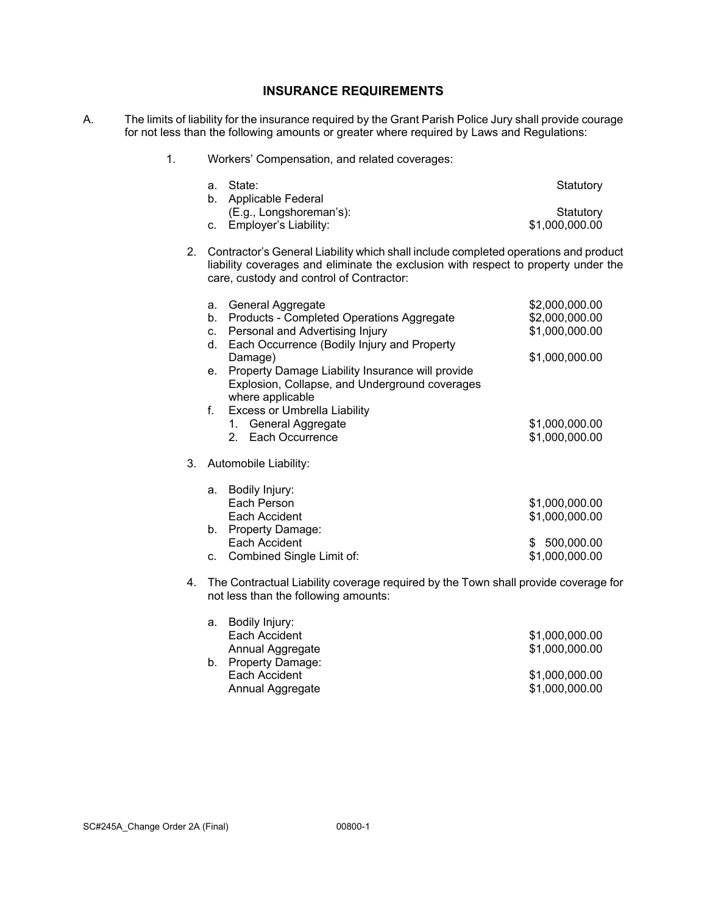# INSURANCE REQUIREMENTS

A. The limits of liability for the insurance required by the Grant Parish Police Jury shall provide courage for not less than the following amounts or greater where required by Laws and Regulations:

1. Workers' Compensation, and related coverages:

| | |
|---|---|
| a. State: | Statutory |
| b. Applicable Federal (E.g., Longshoreman's): | Statutory |
| c. Employer's Liability: | $1,000,000.00 |

2. Contractor's General Liability which shall include completed operations and product liability coverages and eliminate the exclusion with respect to property under the care, custody and control of Contractor:

| | |
|---|---|
| a. General Aggregate | $2,000,000.00 |
| b. Products - Completed Operations Aggregate | $2,000,000.00 |
| c. Personal and Advertising Injury | $1,000,000.00 |
| d. Each Occurrence (Bodily Injury and Property Damage) | $1,000,000.00 |
| e. Property Damage Liability Insurance will provide Explosion, Collapse, and Underground coverages where applicable | |
| f. Excess or Umbrella Liability | |
| 1. General Aggregate | $1,000,000.00 |
| 2. Each Occurrence | $1,000,000.00 |

3. Automobile Liability:

| | |
|---|---|
| a. Bodily Injury: | |
| Each Person | $1,000,000.00 |
| Each Accident | $1,000,000.00 |
| b. Property Damage: | |
| Each Accident | $ 500,000.00 |
| c. Combined Single Limit of: | $1,000,000.00 |

4. The Contractual Liability coverage required by the Town shall provide coverage for not less than the following amounts:

| | |
|---|---|
| a. Bodily Injury: | |
| Each Accident | $1,000,000.00 |
| Annual Aggregate | $1,000,000.00 |
| b. Property Damage: | |
| Each Accident | $1,000,000.00 |
| Annual Aggregate | $1,000,000.00 |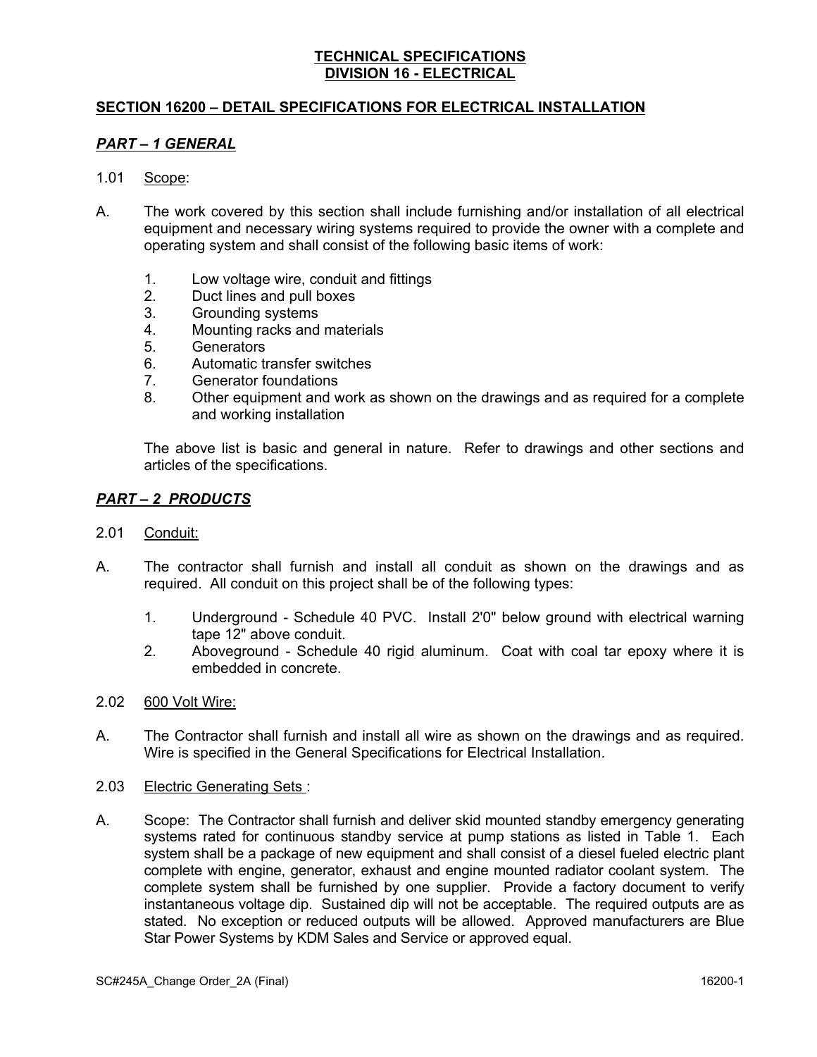**TECHNICAL SPECIFICATIONS**
**DIVISION 16 - ELECTRICAL**

## SECTION 16200 – DETAIL SPECIFICATIONS FOR ELECTRICAL INSTALLATION

### *PART – 1 GENERAL*

1.01 Scope:

A. The work covered by this section shall include furnishing and/or installation of all electrical equipment and necessary wiring systems required to provide the owner with a complete and operating system and shall consist of the following basic items of work:

1. Low voltage wire, conduit and fittings
2. Duct lines and pull boxes
3. Grounding systems
4. Mounting racks and materials
5. Generators
6. Automatic transfer switches
7. Generator foundations
8. Other equipment and work as shown on the drawings and as required for a complete and working installation

The above list is basic and general in nature. Refer to drawings and other sections and articles of the specifications.

### *PART – 2 PRODUCTS*

2.01 Conduit:

A. The contractor shall furnish and install all conduit as shown on the drawings and as required. All conduit on this project shall be of the following types:

1. Underground - Schedule 40 PVC. Install 2'0" below ground with electrical warning tape 12" above conduit.
2. Aboveground - Schedule 40 rigid aluminum. Coat with coal tar epoxy where it is embedded in concrete.

2.02 600 Volt Wire:

A. The Contractor shall furnish and install all wire as shown on the drawings and as required. Wire is specified in the General Specifications for Electrical Installation.

2.03 Electric Generating Sets :

A. Scope: The Contractor shall furnish and deliver skid mounted standby emergency generating systems rated for continuous standby service at pump stations as listed in Table 1. Each system shall be a package of new equipment and shall consist of a diesel fueled electric plant complete with engine, generator, exhaust and engine mounted radiator coolant system. The complete system shall be furnished by one supplier. Provide a factory document to verify instantaneous voltage dip. Sustained dip will not be acceptable. The required outputs are as stated. No exception or reduced outputs will be allowed. Approved manufacturers are Blue Star Power Systems by KDM Sales and Service or approved equal.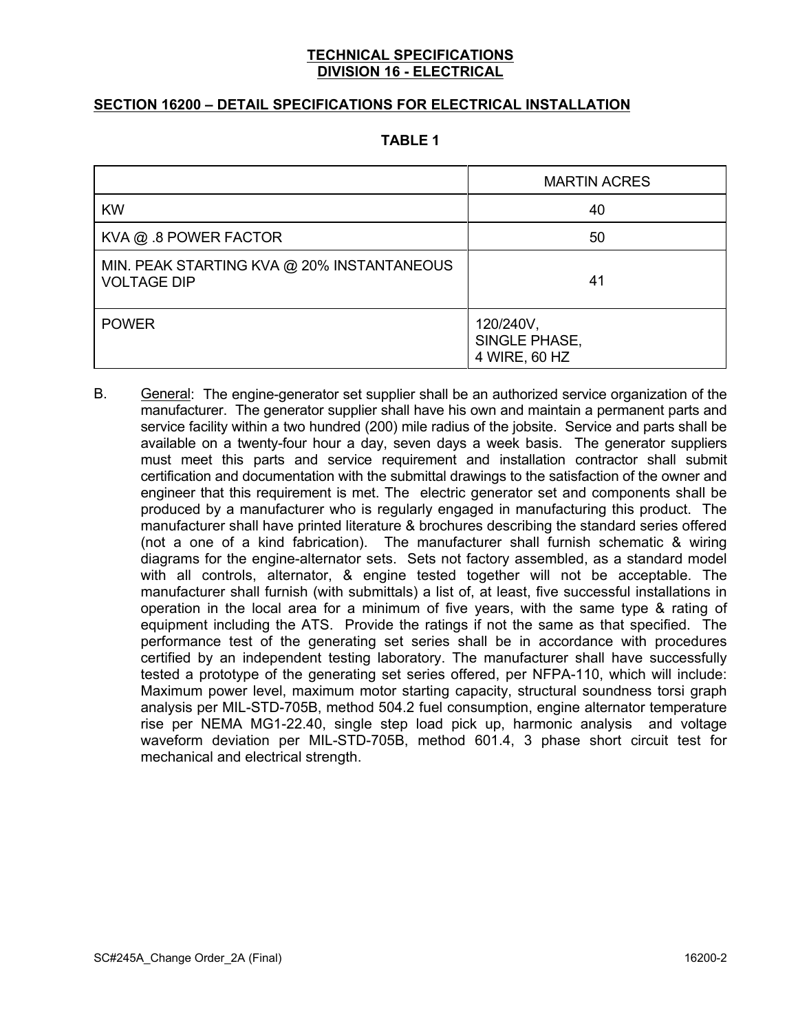**TECHNICAL SPECIFICATIONS**
**DIVISION 16 - ELECTRICAL**

## SECTION 16200 – DETAIL SPECIFICATIONS FOR ELECTRICAL INSTALLATION

**TABLE 1**

| | MARTIN ACRES |
|---|---|
| KW | 40 |
| KVA @ .8 POWER FACTOR | 50 |
| MIN. PEAK STARTING KVA @ 20% INSTANTANEOUS VOLTAGE DIP | 41 |
| POWER | 120/240V, SINGLE PHASE, 4 WIRE, 60 HZ |

B. General: The engine-generator set supplier shall be an authorized service organization of the manufacturer. The generator supplier shall have his own and maintain a permanent parts and service facility within a two hundred (200) mile radius of the jobsite. Service and parts shall be available on a twenty-four hour a day, seven days a week basis. The generator suppliers must meet this parts and service requirement and installation contractor shall submit certification and documentation with the submittal drawings to the satisfaction of the owner and engineer that this requirement is met. The electric generator set and components shall be produced by a manufacturer who is regularly engaged in manufacturing this product. The manufacturer shall have printed literature & brochures describing the standard series offered (not a one of a kind fabrication). The manufacturer shall furnish schematic & wiring diagrams for the engine-alternator sets. Sets not factory assembled, as a standard model with all controls, alternator, & engine tested together will not be acceptable. The manufacturer shall furnish (with submittals) a list of, at least, five successful installations in operation in the local area for a minimum of five years, with the same type & rating of equipment including the ATS. Provide the ratings if not the same as that specified. The performance test of the generating set series shall be in accordance with procedures certified by an independent testing laboratory. The manufacturer shall have successfully tested a prototype of the generating set series offered, per NFPA-110, which will include: Maximum power level, maximum motor starting capacity, structural soundness torsi graph analysis per MIL-STD-705B, method 504.2 fuel consumption, engine alternator temperature rise per NEMA MG1-22.40, single step load pick up, harmonic analysis and voltage waveform deviation per MIL-STD-705B, method 601.4, 3 phase short circuit test for mechanical and electrical strength.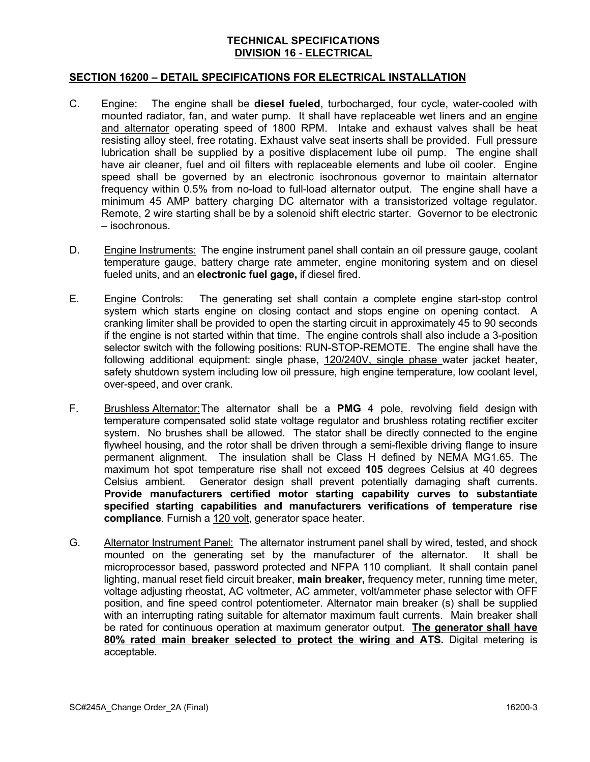**TECHNICAL SPECIFICATIONS**
**DIVISION 16 - ELECTRICAL**

## SECTION 16200 – DETAIL SPECIFICATIONS FOR ELECTRICAL INSTALLATION

C. Engine: The engine shall be **diesel fueled**, turbocharged, four cycle, water-cooled with mounted radiator, fan, and water pump. It shall have replaceable wet liners and an engine and alternator operating speed of 1800 RPM. Intake and exhaust valves shall be heat resisting alloy steel, free rotating. Exhaust valve seat inserts shall be provided. Full pressure lubrication shall be supplied by a positive displacement lube oil pump. The engine shall have air cleaner, fuel and oil filters with replaceable elements and lube oil cooler. Engine speed shall be governed by an electronic isochronous governor to maintain alternator frequency within 0.5% from no-load to full-load alternator output. The engine shall have a minimum 45 AMP battery charging DC alternator with a transistorized voltage regulator. Remote, 2 wire starting shall be by a solenoid shift electric starter. Governor to be electronic – isochronous.

D. Engine Instruments: The engine instrument panel shall contain an oil pressure gauge, coolant temperature gauge, battery charge rate ammeter, engine monitoring system and on diesel fueled units, and an **electronic fuel gage,** if diesel fired.

E. Engine Controls: The generating set shall contain a complete engine start-stop control system which starts engine on closing contact and stops engine on opening contact. A cranking limiter shall be provided to open the starting circuit in approximately 45 to 90 seconds if the engine is not started within that time. The engine controls shall also include a 3-position selector switch with the following positions: RUN-STOP-REMOTE. The engine shall have the following additional equipment: single phase, 120/240V, single phase water jacket heater, safety shutdown system including low oil pressure, high engine temperature, low coolant level, over-speed, and over crank.

F. Brushless Alternator: The alternator shall be a **PMG** 4 pole, revolving field design with temperature compensated solid state voltage regulator and brushless rotating rectifier exciter system. No brushes shall be allowed. The stator shall be directly connected to the engine flywheel housing, and the rotor shall be driven through a semi-flexible driving flange to insure permanent alignment. The insulation shall be Class H defined by NEMA MG1.65. The maximum hot spot temperature rise shall not exceed **105** degrees Celsius at 40 degrees Celsius ambient. Generator design shall prevent potentially damaging shaft currents. **Provide manufacturers certified motor starting capability curves to substantiate specified starting capabilities and manufacturers verifications of temperature rise compliance**. Furnish a 120 volt, generator space heater.

G. Alternator Instrument Panel: The alternator instrument panel shall by wired, tested, and shock mounted on the generating set by the manufacturer of the alternator. It shall be microprocessor based, password protected and NFPA 110 compliant. It shall contain panel lighting, manual reset field circuit breaker, **main breaker,** frequency meter, running time meter, voltage adjusting rheostat, AC voltmeter, AC ammeter, volt/ammeter phase selector with OFF position, and fine speed control potentiometer. Alternator main breaker (s) shall be supplied with an interrupting rating suitable for alternator maximum fault currents. Main breaker shall be rated for continuous operation at maximum generator output. **The generator shall have 80% rated main breaker selected to protect the wiring and ATS.** Digital metering is acceptable.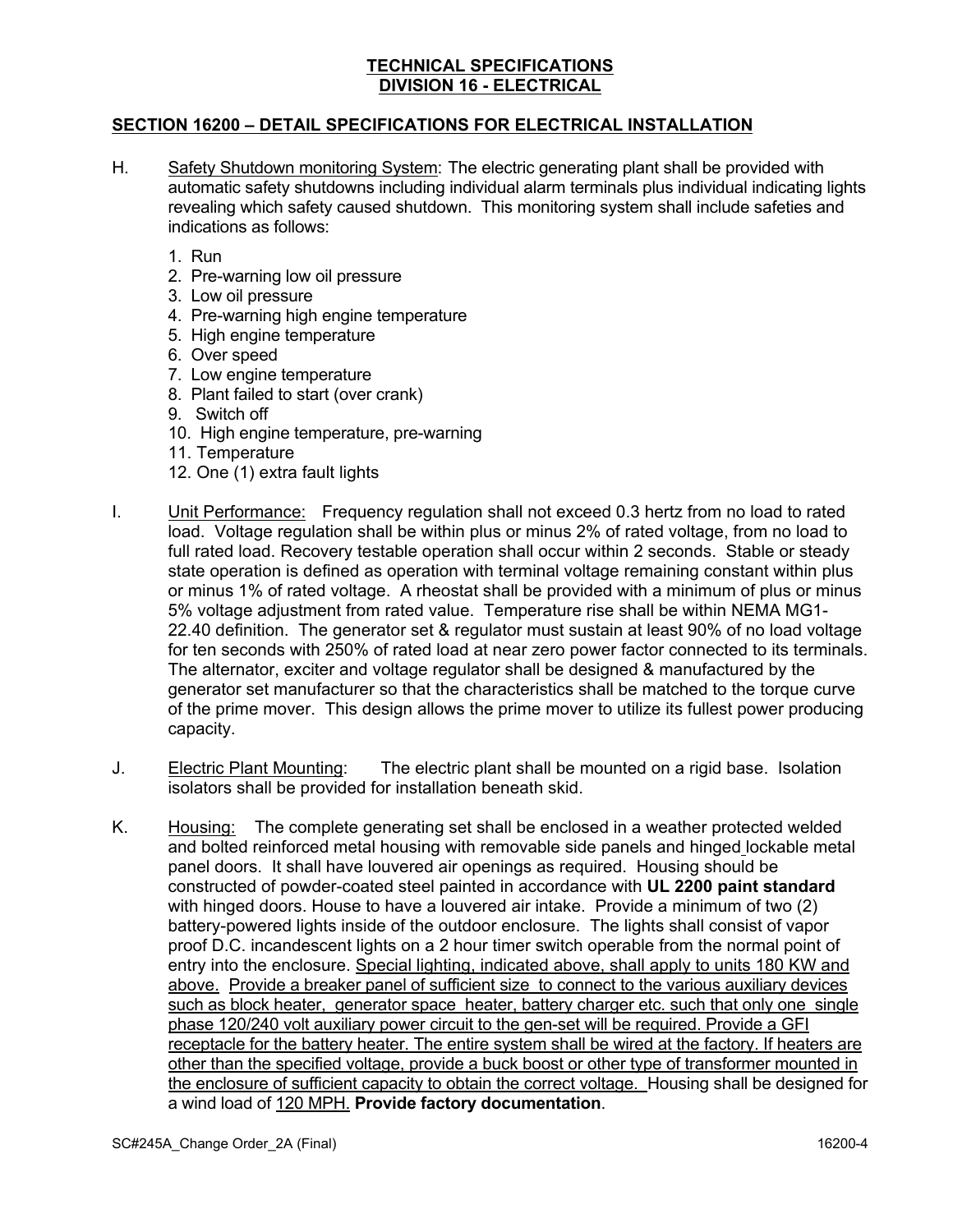**TECHNICAL SPECIFICATIONS**
**DIVISION 16 - ELECTRICAL**

## SECTION 16200 – DETAIL SPECIFICATIONS FOR ELECTRICAL INSTALLATION

H. Safety Shutdown monitoring System: The electric generating plant shall be provided with automatic safety shutdowns including individual alarm terminals plus individual indicating lights revealing which safety caused shutdown. This monitoring system shall include safeties and indications as follows:

1. Run
2. Pre-warning low oil pressure
3. Low oil pressure
4. Pre-warning high engine temperature
5. High engine temperature
6. Over speed
7. Low engine temperature
8. Plant failed to start (over crank)
9. Switch off
10. High engine temperature, pre-warning
11. Temperature
12. One (1) extra fault lights

I. Unit Performance: Frequency regulation shall not exceed 0.3 hertz from no load to rated load. Voltage regulation shall be within plus or minus 2% of rated voltage, from no load to full rated load. Recovery testable operation shall occur within 2 seconds. Stable or steady state operation is defined as operation with terminal voltage remaining constant within plus or minus 1% of rated voltage. A rheostat shall be provided with a minimum of plus or minus 5% voltage adjustment from rated value. Temperature rise shall be within NEMA MG1-22.40 definition. The generator set & regulator must sustain at least 90% of no load voltage for ten seconds with 250% of rated load at near zero power factor connected to its terminals. The alternator, exciter and voltage regulator shall be designed & manufactured by the generator set manufacturer so that the characteristics shall be matched to the torque curve of the prime mover. This design allows the prime mover to utilize its fullest power producing capacity.

J. Electric Plant Mounting: The electric plant shall be mounted on a rigid base. Isolation isolators shall be provided for installation beneath skid.

K. Housing: The complete generating set shall be enclosed in a weather protected welded and bolted reinforced metal housing with removable side panels and hinged lockable metal panel doors. It shall have louvered air openings as required. Housing should be constructed of powder-coated steel painted in accordance with **UL 2200 paint standard** with hinged doors. House to have a louvered air intake. Provide a minimum of two (2) battery-powered lights inside of the outdoor enclosure. The lights shall consist of vapor proof D.C. incandescent lights on a 2 hour timer switch operable from the normal point of entry into the enclosure. Special lighting, indicated above, shall apply to units 180 KW and above. Provide a breaker panel of sufficient size to connect to the various auxiliary devices such as block heater, generator space heater, battery charger etc. such that only one single phase 120/240 volt auxiliary power circuit to the gen-set will be required. Provide a GFI receptacle for the battery heater. The entire system shall be wired at the factory. If heaters are other than the specified voltage, provide a buck boost or other type of transformer mounted in the enclosure of sufficient capacity to obtain the correct voltage. Housing shall be designed for a wind load of 120 MPH. **Provide factory documentation**.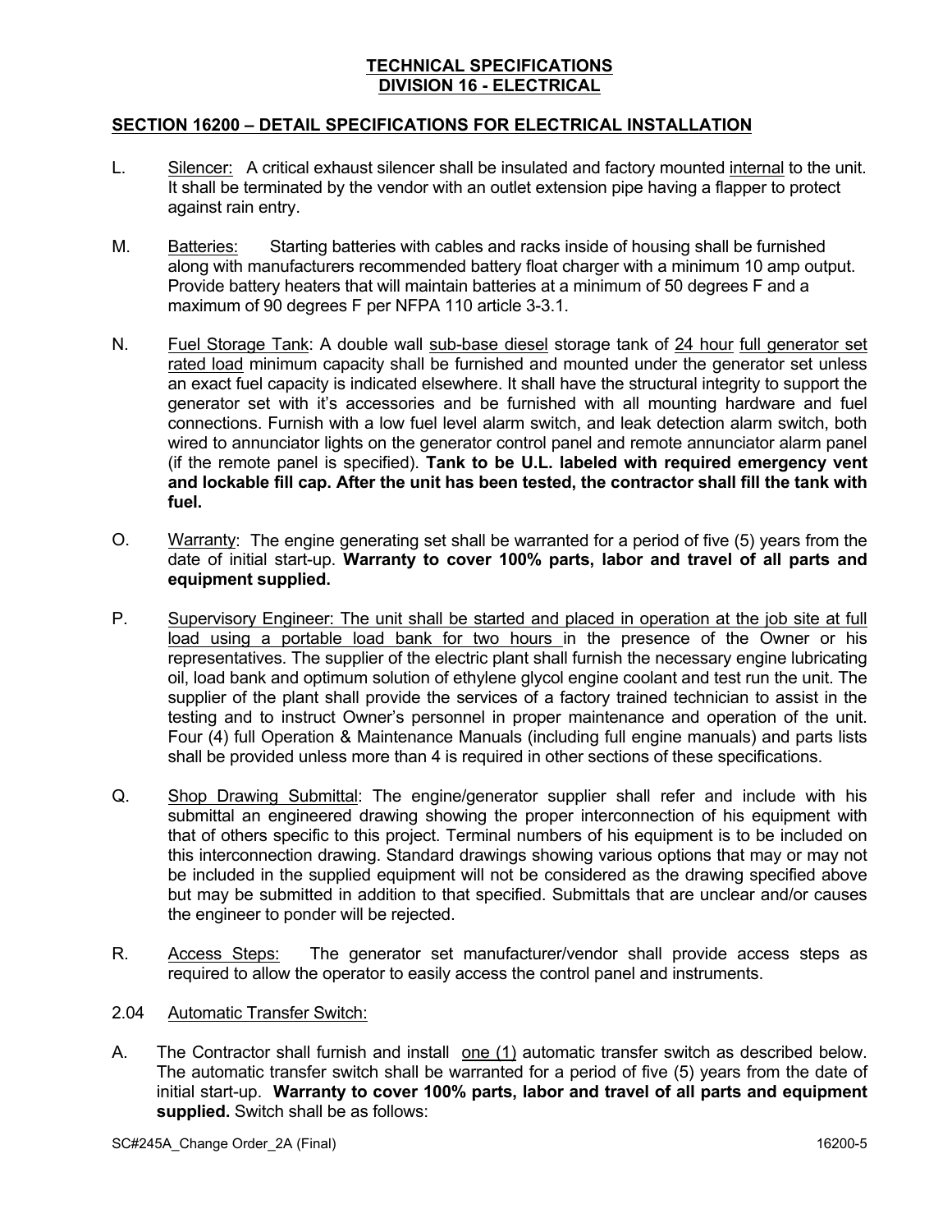**TECHNICAL SPECIFICATIONS**
**DIVISION 16 - ELECTRICAL**

**SECTION 16200 – DETAIL SPECIFICATIONS FOR ELECTRICAL INSTALLATION**

L. Silencer: A critical exhaust silencer shall be insulated and factory mounted internal to the unit. It shall be terminated by the vendor with an outlet extension pipe having a flapper to protect against rain entry.

M. Batteries: Starting batteries with cables and racks inside of housing shall be furnished along with manufacturers recommended battery float charger with a minimum 10 amp output. Provide battery heaters that will maintain batteries at a minimum of 50 degrees F and a maximum of 90 degrees F per NFPA 110 article 3-3.1.

N. Fuel Storage Tank: A double wall sub-base diesel storage tank of 24 hour full generator set rated load minimum capacity shall be furnished and mounted under the generator set unless an exact fuel capacity is indicated elsewhere. It shall have the structural integrity to support the generator set with it's accessories and be furnished with all mounting hardware and fuel connections. Furnish with a low fuel level alarm switch, and leak detection alarm switch, both wired to annunciator lights on the generator control panel and remote annunciator alarm panel (if the remote panel is specified). **Tank to be U.L. labeled with required emergency vent and lockable fill cap. After the unit has been tested, the contractor shall fill the tank with fuel.**

O. Warranty: The engine generating set shall be warranted for a period of five (5) years from the date of initial start-up. **Warranty to cover 100% parts, labor and travel of all parts and equipment supplied.**

P. Supervisory Engineer: The unit shall be started and placed in operation at the job site at full load using a portable load bank for two hours in the presence of the Owner or his representatives. The supplier of the electric plant shall furnish the necessary engine lubricating oil, load bank and optimum solution of ethylene glycol engine coolant and test run the unit. The supplier of the plant shall provide the services of a factory trained technician to assist in the testing and to instruct Owner's personnel in proper maintenance and operation of the unit. Four (4) full Operation & Maintenance Manuals (including full engine manuals) and parts lists shall be provided unless more than 4 is required in other sections of these specifications.

Q. Shop Drawing Submittal: The engine/generator supplier shall refer and include with his submittal an engineered drawing showing the proper interconnection of his equipment with that of others specific to this project. Terminal numbers of his equipment is to be included on this interconnection drawing. Standard drawings showing various options that may or may not be included in the supplied equipment will not be considered as the drawing specified above but may be submitted in addition to that specified. Submittals that are unclear and/or causes the engineer to ponder will be rejected.

R. Access Steps: The generator set manufacturer/vendor shall provide access steps as required to allow the operator to easily access the control panel and instruments.

2.04 Automatic Transfer Switch:

A. The Contractor shall furnish and install one (1) automatic transfer switch as described below. The automatic transfer switch shall be warranted for a period of five (5) years from the date of initial start-up. **Warranty to cover 100% parts, labor and travel of all parts and equipment supplied.** Switch shall be as follows: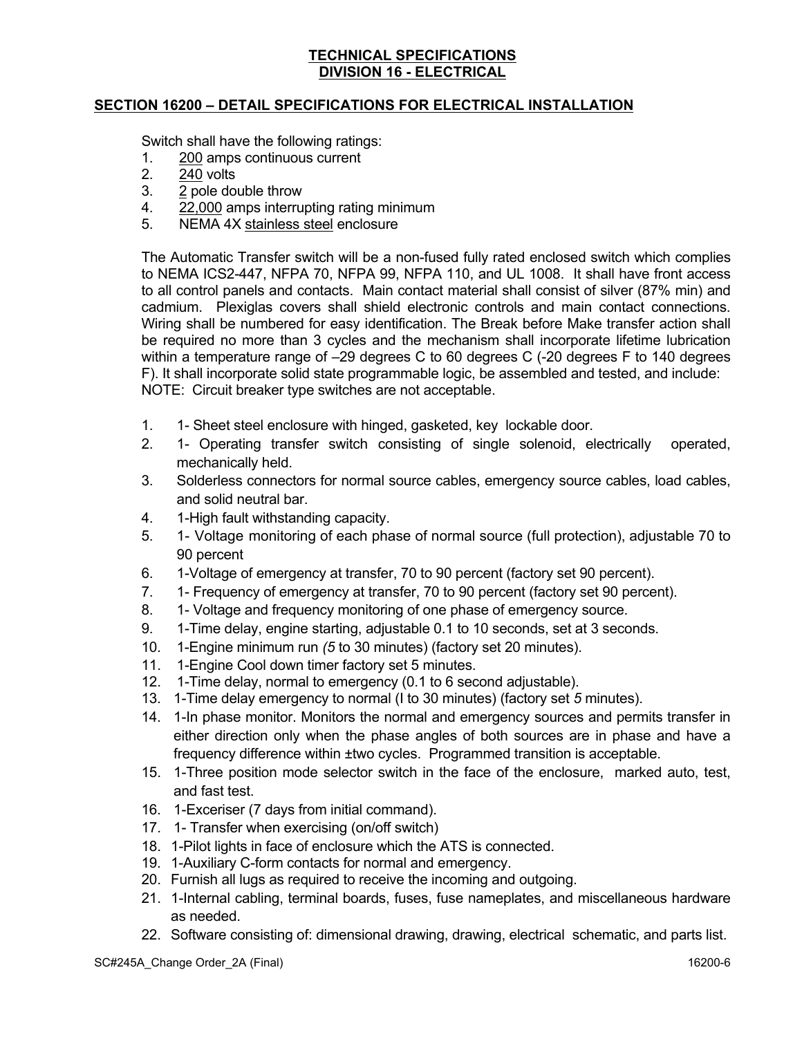**TECHNICAL SPECIFICATIONS**
**DIVISION 16 - ELECTRICAL**

## SECTION 16200 – DETAIL SPECIFICATIONS FOR ELECTRICAL INSTALLATION

Switch shall have the following ratings:

1. 200 amps continuous current
2. 240 volts
3. 2 pole double throw
4. 22,000 amps interrupting rating minimum
5. NEMA 4X stainless steel enclosure

The Automatic Transfer switch will be a non-fused fully rated enclosed switch which complies to NEMA ICS2-447, NFPA 70, NFPA 99, NFPA 110, and UL 1008. It shall have front access to all control panels and contacts. Main contact material shall consist of silver (87% min) and cadmium. Plexiglas covers shall shield electronic controls and main contact connections. Wiring shall be numbered for easy identification. The Break before Make transfer action shall be required no more than 3 cycles and the mechanism shall incorporate lifetime lubrication within a temperature range of –29 degrees C to 60 degrees C (-20 degrees F to 140 degrees F). It shall incorporate solid state programmable logic, be assembled and tested, and include:
NOTE: Circuit breaker type switches are not acceptable.

1. 1- Sheet steel enclosure with hinged, gasketed, key lockable door.
2. 1- Operating transfer switch consisting of single solenoid, electrically operated, mechanically held.
3. Solderless connectors for normal source cables, emergency source cables, load cables, and solid neutral bar.
4. 1-High fault withstanding capacity.
5. 1- Voltage monitoring of each phase of normal source (full protection), adjustable 70 to 90 percent
6. 1-Voltage of emergency at transfer, 70 to 90 percent (factory set 90 percent).
7. 1- Frequency of emergency at transfer, 70 to 90 percent (factory set 90 percent).
8. 1- Voltage and frequency monitoring of one phase of emergency source.
9. 1-Time delay, engine starting, adjustable 0.1 to 10 seconds, set at 3 seconds.
10. 1-Engine minimum run *(5* to 30 minutes) (factory set 20 minutes).
11. 1-Engine Cool down timer factory set 5 minutes.
12. 1-Time delay, normal to emergency (0.1 to 6 second adjustable).
13. 1-Time delay emergency to normal (I to 30 minutes) (factory set *5* minutes).
14. 1-In phase monitor. Monitors the normal and emergency sources and permits transfer in either direction only when the phase angles of both sources are in phase and have a frequency difference within ±two cycles. Programmed transition is acceptable.
15. 1-Three position mode selector switch in the face of the enclosure, marked auto, test, and fast test.
16. 1-Exceriser (7 days from initial command).
17. 1- Transfer when exercising (on/off switch)
18. 1-Pilot lights in face of enclosure which the ATS is connected.
19. 1-Auxiliary C-form contacts for normal and emergency.
20. Furnish all lugs as required to receive the incoming and outgoing.
21. 1-Internal cabling, terminal boards, fuses, fuse nameplates, and miscellaneous hardware as needed.
22. Software consisting of: dimensional drawing, drawing, electrical schematic, and parts list.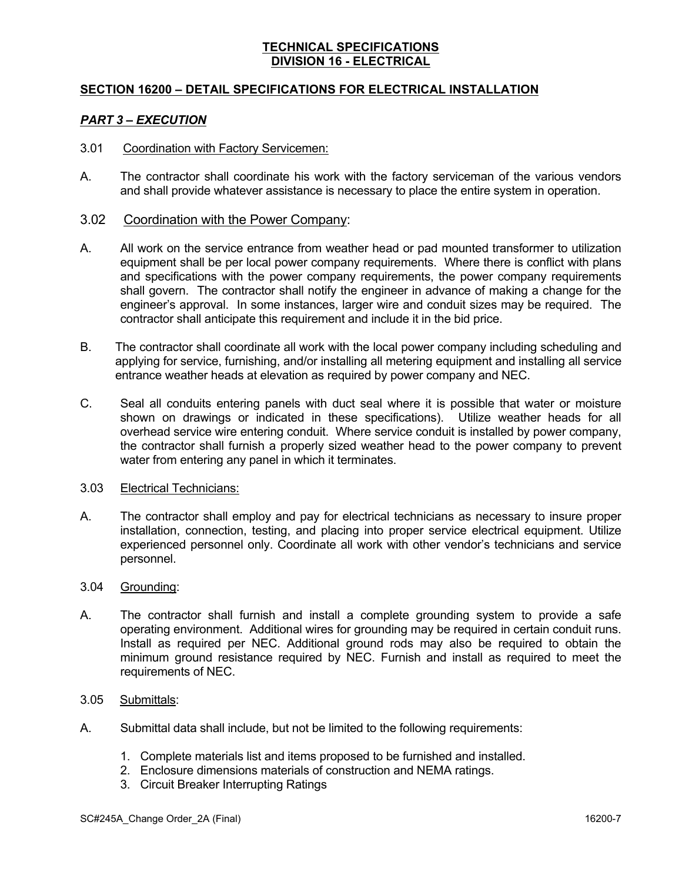**TECHNICAL SPECIFICATIONS**
**DIVISION 16 - ELECTRICAL**

## SECTION 16200 – DETAIL SPECIFICATIONS FOR ELECTRICAL INSTALLATION

### *PART 3 – EXECUTION*

3.01 Coordination with Factory Servicemen:

A. The contractor shall coordinate his work with the factory serviceman of the various vendors and shall provide whatever assistance is necessary to place the entire system in operation.

3.02 Coordination with the Power Company:

A. All work on the service entrance from weather head or pad mounted transformer to utilization equipment shall be per local power company requirements. Where there is conflict with plans and specifications with the power company requirements, the power company requirements shall govern. The contractor shall notify the engineer in advance of making a change for the engineer's approval. In some instances, larger wire and conduit sizes may be required. The contractor shall anticipate this requirement and include it in the bid price.

B. The contractor shall coordinate all work with the local power company including scheduling and applying for service, furnishing, and/or installing all metering equipment and installing all service entrance weather heads at elevation as required by power company and NEC.

C. Seal all conduits entering panels with duct seal where it is possible that water or moisture shown on drawings or indicated in these specifications). Utilize weather heads for all overhead service wire entering conduit. Where service conduit is installed by power company, the contractor shall furnish a properly sized weather head to the power company to prevent water from entering any panel in which it terminates.

3.03 Electrical Technicians:

A. The contractor shall employ and pay for electrical technicians as necessary to insure proper installation, connection, testing, and placing into proper service electrical equipment. Utilize experienced personnel only. Coordinate all work with other vendor's technicians and service personnel.

3.04 Grounding:

A. The contractor shall furnish and install a complete grounding system to provide a safe operating environment. Additional wires for grounding may be required in certain conduit runs. Install as required per NEC. Additional ground rods may also be required to obtain the minimum ground resistance required by NEC. Furnish and install as required to meet the requirements of NEC.

3.05 Submittals:

A. Submittal data shall include, but not be limited to the following requirements:

1. Complete materials list and items proposed to be furnished and installed.
2. Enclosure dimensions materials of construction and NEMA ratings.
3. Circuit Breaker Interrupting Ratings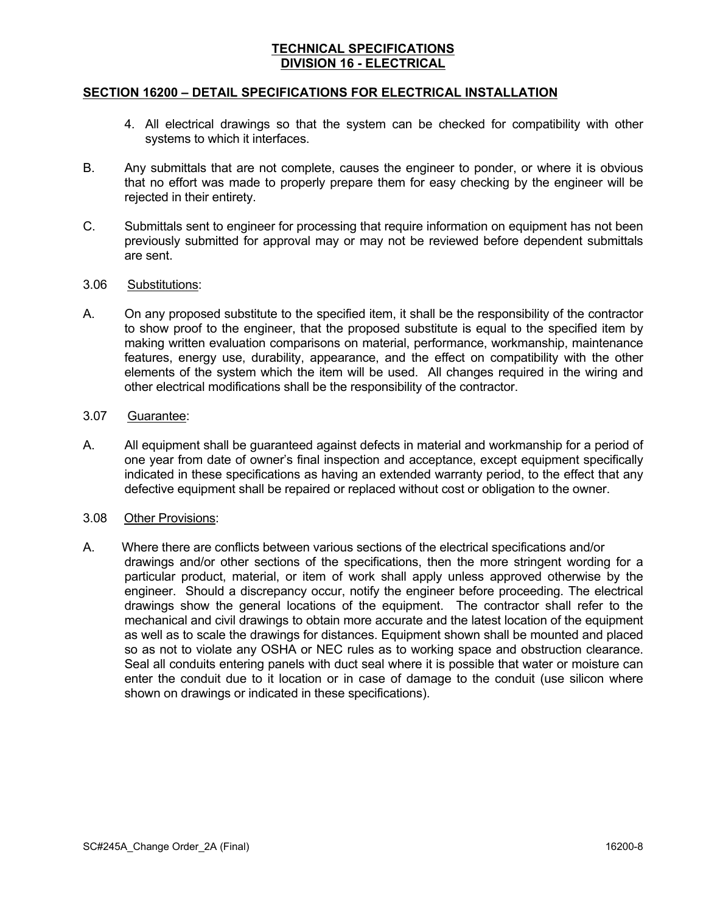**TECHNICAL SPECIFICATIONS**
**DIVISION 16 - ELECTRICAL**

## SECTION 16200 – DETAIL SPECIFICATIONS FOR ELECTRICAL INSTALLATION

4. All electrical drawings so that the system can be checked for compatibility with other systems to which it interfaces.

B. Any submittals that are not complete, causes the engineer to ponder, or where it is obvious that no effort was made to properly prepare them for easy checking by the engineer will be rejected in their entirety.

C. Submittals sent to engineer for processing that require information on equipment has not been previously submitted for approval may or may not be reviewed before dependent submittals are sent.

3.06 Substitutions:

A. On any proposed substitute to the specified item, it shall be the responsibility of the contractor to show proof to the engineer, that the proposed substitute is equal to the specified item by making written evaluation comparisons on material, performance, workmanship, maintenance features, energy use, durability, appearance, and the effect on compatibility with the other elements of the system which the item will be used. All changes required in the wiring and other electrical modifications shall be the responsibility of the contractor.

3.07 Guarantee:

A. All equipment shall be guaranteed against defects in material and workmanship for a period of one year from date of owner's final inspection and acceptance, except equipment specifically indicated in these specifications as having an extended warranty period, to the effect that any defective equipment shall be repaired or replaced without cost or obligation to the owner.

3.08 Other Provisions:

A. Where there are conflicts between various sections of the electrical specifications and/or drawings and/or other sections of the specifications, then the more stringent wording for a particular product, material, or item of work shall apply unless approved otherwise by the engineer. Should a discrepancy occur, notify the engineer before proceeding. The electrical drawings show the general locations of the equipment. The contractor shall refer to the mechanical and civil drawings to obtain more accurate and the latest location of the equipment as well as to scale the drawings for distances. Equipment shown shall be mounted and placed so as not to violate any OSHA or NEC rules as to working space and obstruction clearance. Seal all conduits entering panels with duct seal where it is possible that water or moisture can enter the conduit due to it location or in case of damage to the conduit (use silicon where shown on drawings or indicated in these specifications).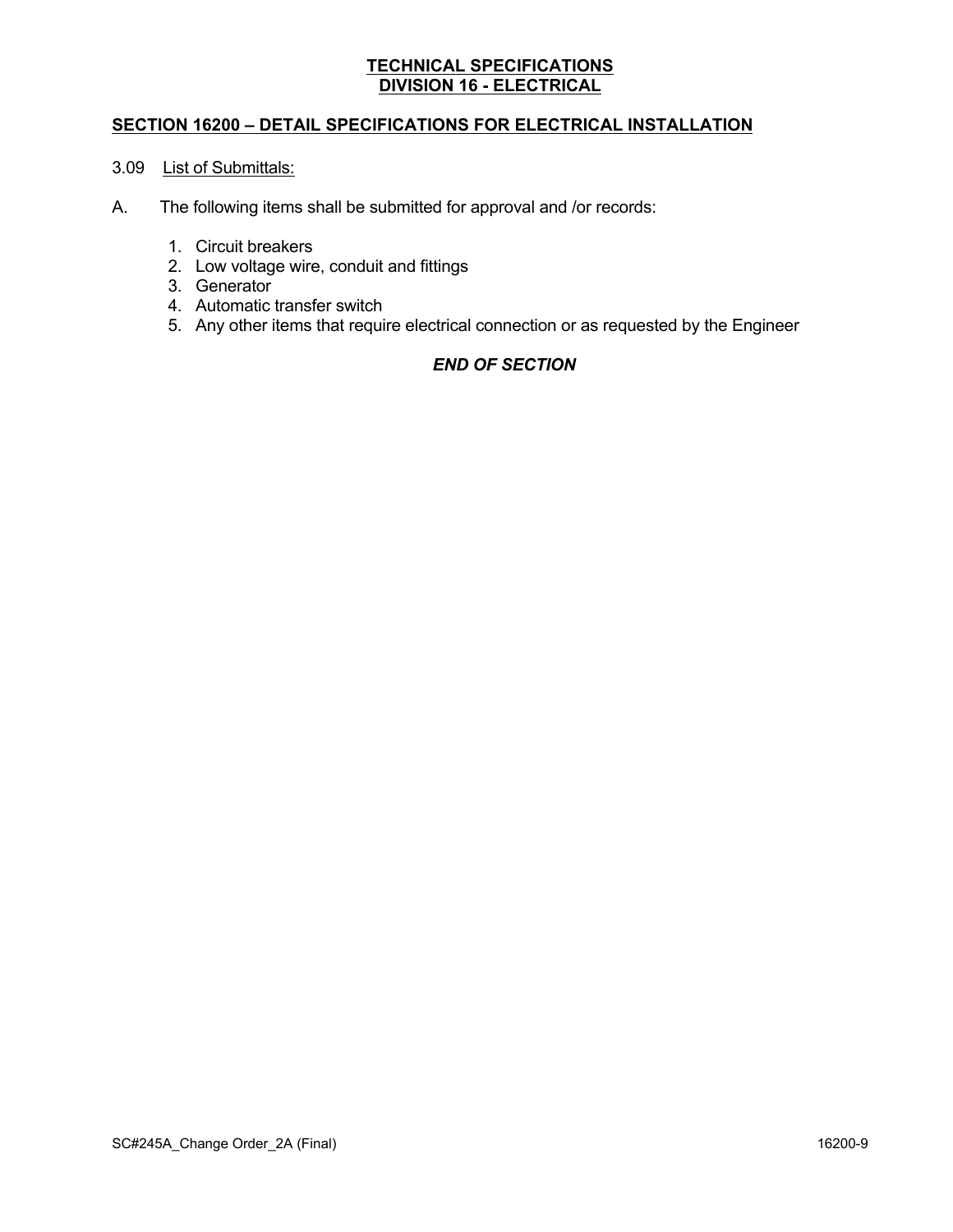**TECHNICAL SPECIFICATIONS**
**DIVISION 16 - ELECTRICAL**

## SECTION 16200 – DETAIL SPECIFICATIONS FOR ELECTRICAL INSTALLATION

3.09 List of Submittals:

A. The following items shall be submitted for approval and /or records:

1. Circuit breakers
2. Low voltage wire, conduit and fittings
3. Generator
4. Automatic transfer switch
5. Any other items that require electrical connection or as requested by the Engineer

***END OF SECTION***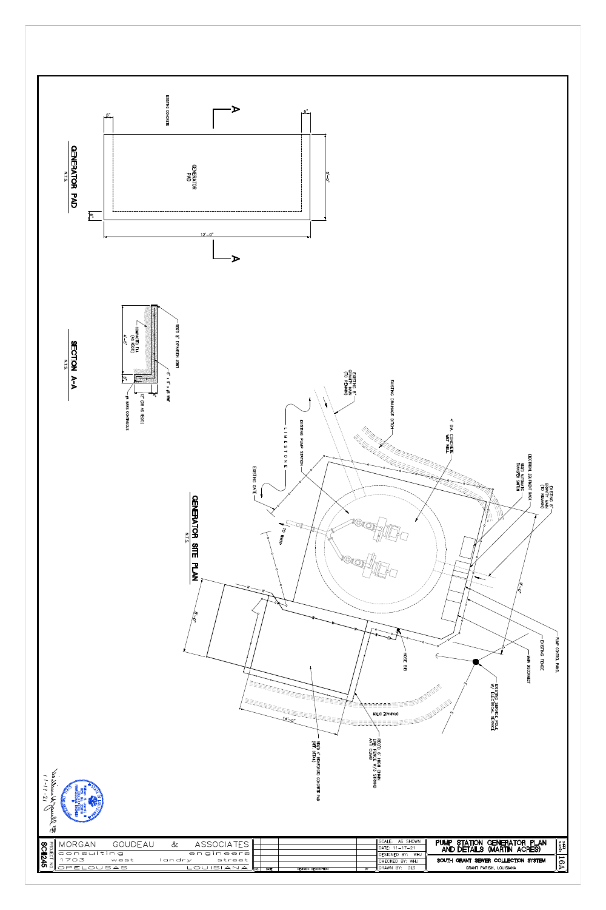## GENERATOR PAD

N.T.S.

EXISTING CONCRETE

GENERATOR PAD

6"

6"

6"

5'-0"

12'-0"

A

A

## SECTION A-A

N.T.S.

REQ'D ½" EXPANSION JOINT

6" x 6" x #6 WWF

COMPACTED FILL (AS REQ'D)

4'-5"

12" (OR AS REQ'D)

6"

#4 BARS CONTINUOUS

## GENERATOR SITE PLAN

N.T.S.

EXISTING 8" GRAVITY MAIN (TO REMAIN)

EXISTING DRAINAGE DITCH

4' DIA. CONCRETE WET WELL

ELECTRICAL EQUIPMENT RACK

REQ'D AUTOMATIC TRANSFER SWITCH

EXISTING 8" GRAVITY MAIN (TO REMAIN)

EXISTING PUMP STATION

LIMESTONE

EXISTING GATE

TO WWTP

PUMP CONTROL PANEL

EXISTING FENCE

MAIN DISCONNECT

9'-0"

8'-0"

HOSE BIB

EXISTING SERVICE POLE W/ ELECTRICAL SERVICE

DRAINAGE DITCH

14'-0"

REQ'D 6' HIGH CHAIN LINK FENCE W/ 3 STRAND ANTI CLIMB

REQ'D 4" REINFORCED CONCRETE PAD (REF. DETAIL)

1-17-21

| SCALE: AS SHOWN |
|---|
| DATE: 11-17-21 |
| DESIGNED BY: WHJ |
| CHECKED BY: WHJ |
| DRAWN BY: DLS |

| NO. | DATE | REVISION DESCRIPTION | BY |
|---|---|---|---|

**PUMP STATION GENERATOR PLAN AND DETAILS (MARTIN ACRES)**

**SOUTH GRANT SEWER COLLECTION SYSTEM**

GRANT PARISH, LOUISIANA

SHEET NUMBER 16A

MORGAN GOUDEAU & ASSOCIATES
consulting engineers
1703 west landry street
OPELOUSAS LOUISIANA

PROJECT NO. SC-1245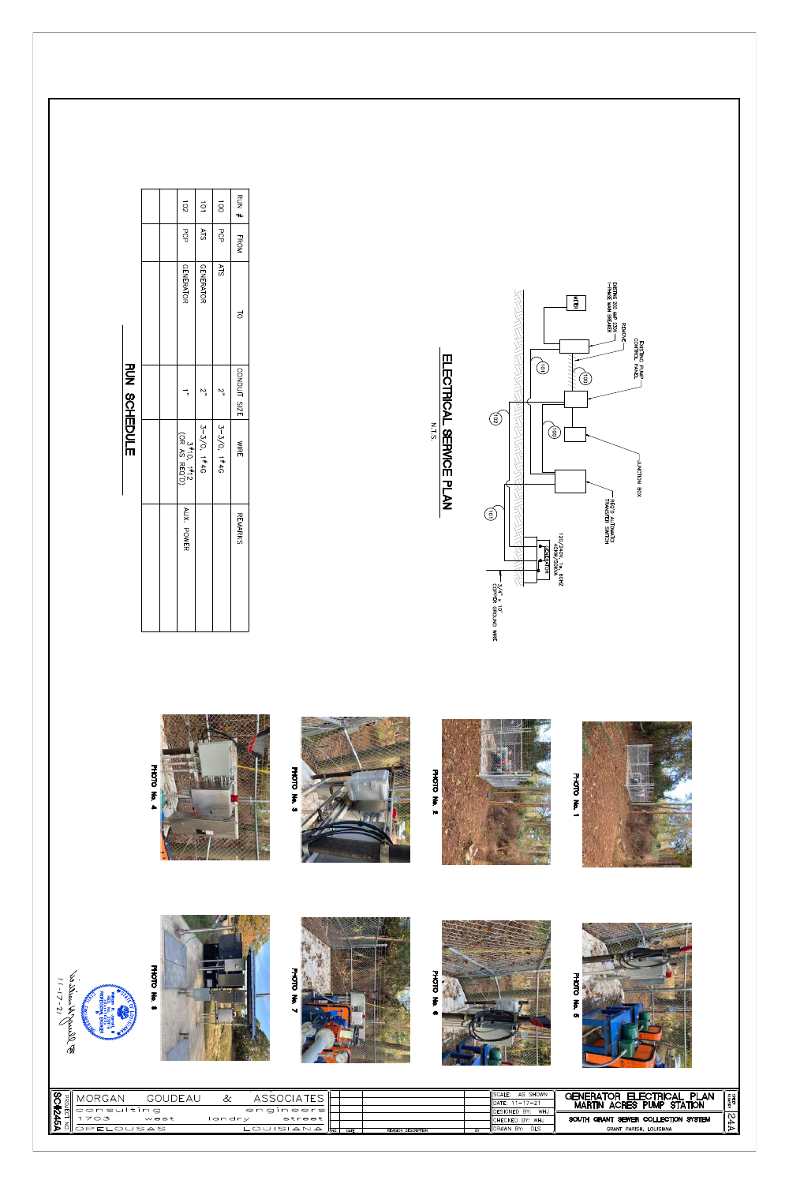## ELECTRICAL SERVICE PLAN

N.T.S.

METER

EXISTING 200 AMP 120/240V 1-PHASE MAIN BREAKER

REMOVE

EXISTING PUMP CONTROL PANEL

JUNCTION BOX

REQ'D AUTOMATIC TRANSFER SWITCH

120/240V, 1ø, 60HZ 40kW/50kVA

GENERATOR

3/4" x 10' COPPER GROUND WIRE

100

101

102

## RUN SCHEDULE

| RUN # | FROM | TO | CONDUIT SIZE | WIRE | REMARKS |
|---|---|---|---|---|---|
| 100 | PCP | ATS | 2" | 3-3/0, 1#4G | |
| 101 | ATS | GENERATOR | 2" | 3-3/0, 1#4G | |
| 102 | PCP | GENERATOR | 1" | 3#10, 1#12 (OR AS REQ'D) | AUX. POWER |
| | | | | | |
| | | | | | |

PHOTO No. 1

PHOTO No. 2

PHOTO No. 3

PHOTO No. 4

PHOTO No. 5

PHOTO No. 6

PHOTO No. 7

PHOTO No. 8

11-17-21

| NO. | DATE | REVISION DESCRIPTION | BY |
|---|---|---|---|
| | | | |

MORGAN GOUDEAU & ASSOCIATES
consulting engineers
1703 west landry street
OPELOUSAS LOUISIANA

PROJECT NO. SC#245A

SCALE: AS SHOWN
DATE: 11-17-21
DESIGNED BY: WHJ
CHECKED BY: WHJ
DRAWN BY: DLS

GENERATOR ELECTRICAL PLAN
MARTIN ACRES PUMP STATION

SOUTH GRANT SEWER COLLECTION SYSTEM
GRANT PARISH, LOUISIANA

SHEET NUMBER 24A